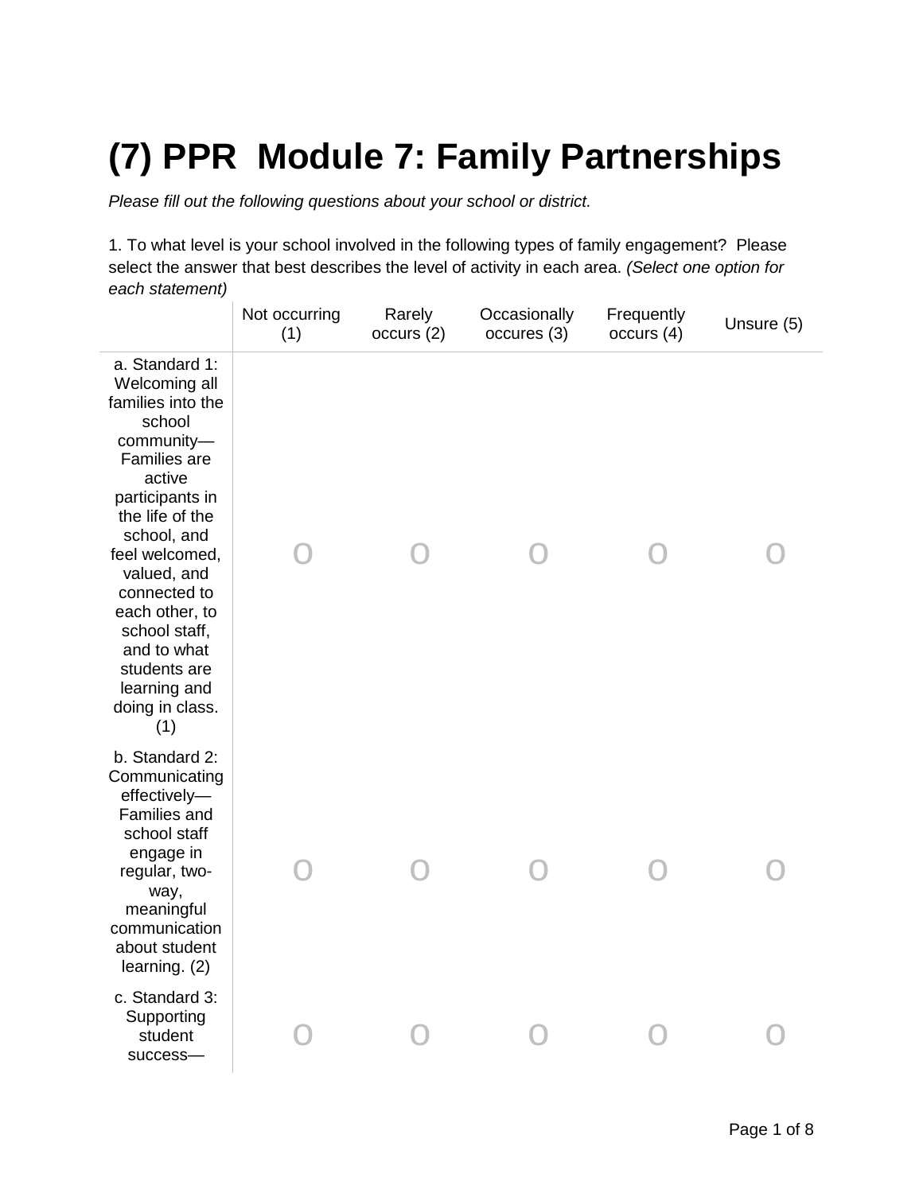# (7) PPR Module 7: Family Partnerships

*Please fill out the following questions about your school or district.*

1. To what level is your school involved in the following types of family engagement? Please select the answer that best describes the level of activity in each area. *(Select one option for each statement)*

| | Not occurring (1) | Rarely occurs (2) | Occasionally occures (3) | Frequently occurs (4) | Unsure (5) |
|---|---|---|---|---|---|
| a. Standard 1: Welcoming all families into the school community—Families are active participants in the life of the school, and feel welcomed, valued, and connected to each other, to school staff, and to what students are learning and doing in class. (1) | o | o | o | o | o |
| b. Standard 2: Communicating effectively—Families and school staff engage in regular, two-way, meaningful communication about student learning. (2) | o | o | o | o | o |
| c. Standard 3: Supporting student success— | o | o | o | o | o |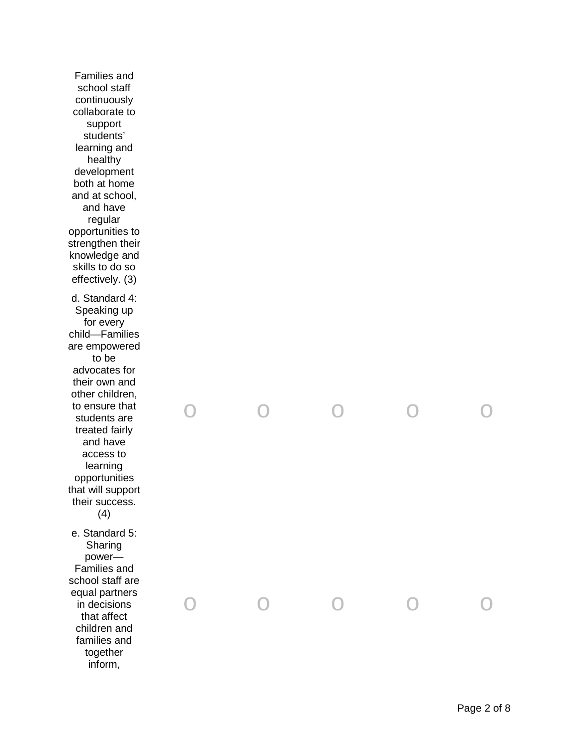| | | | | | |
|---|---|---|---|---|---|
| Families and school staff continuously collaborate to support students' learning and healthy development both at home and at school, and have regular opportunities to strengthen their knowledge and skills to do so effectively. (3) | | | | | |
| d. Standard 4: Speaking up for every child—Families are empowered to be advocates for their own and other children, to ensure that students are treated fairly and have access to learning opportunities that will support their success. (4) | o | o | o | o | o |
| e. Standard 5: Sharing power—Families and school staff are equal partners in decisions that affect children and families and together inform, | o | o | o | o | o |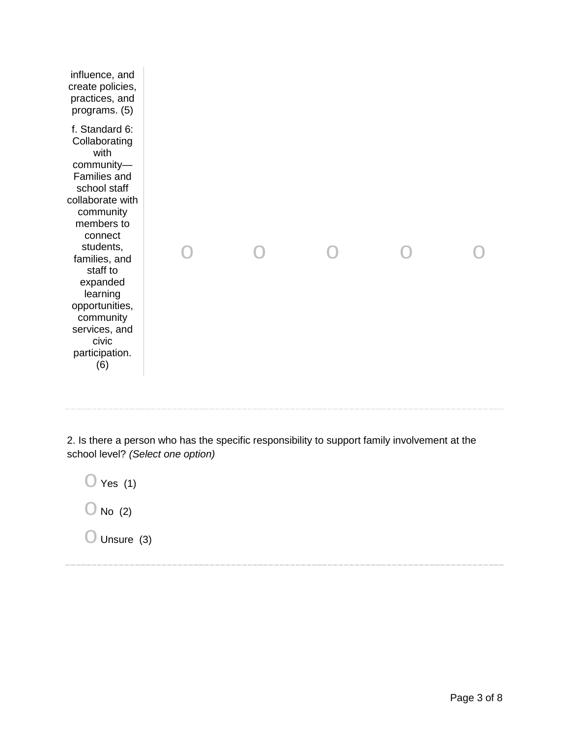| | | | | | |
|---|---|---|---|---|---|
| influence, and create policies, practices, and programs. (5) | | | | | |
| f. Standard 6: Collaborating with community—Families and school staff collaborate with community members to connect students, families, and staff to expanded learning opportunities, community services, and civic participation. (6) | o | o | o | o | o |

---

2. Is there a person who has the specific responsibility to support family involvement at the school level? *(Select one option)*

- o Yes (1)
- o No (2)
- o Unsure (3)

---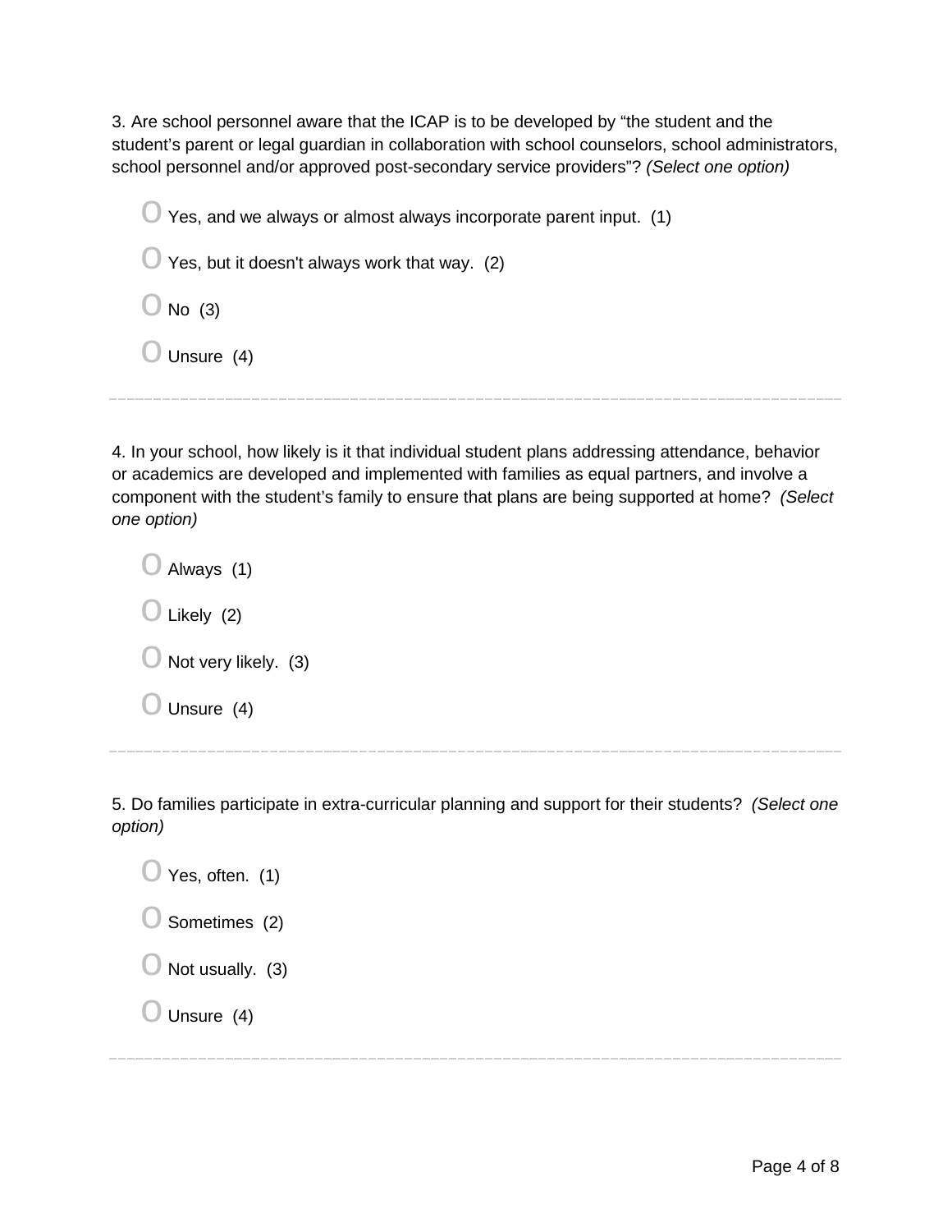3. Are school personnel aware that the ICAP is to be developed by “the student and the student’s parent or legal guardian in collaboration with school counselors, school administrators, school personnel and/or approved post-secondary service providers”? *(Select one option)*

- Yes, and we always or almost always incorporate parent input. (1)
- Yes, but it doesn't always work that way. (2)
- No (3)
- Unsure (4)

---

4. In your school, how likely is it that individual student plans addressing attendance, behavior or academics are developed and implemented with families as equal partners, and involve a component with the student’s family to ensure that plans are being supported at home? *(Select one option)*

- Always (1)
- Likely (2)
- Not very likely. (3)
- Unsure (4)

---

5. Do families participate in extra-curricular planning and support for their students? *(Select one option)*

- Yes, often. (1)
- Sometimes (2)
- Not usually. (3)
- Unsure (4)

---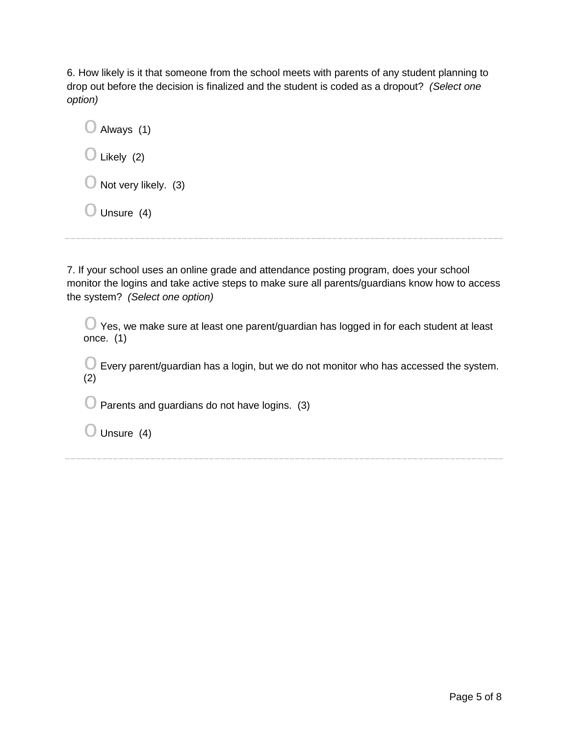6. How likely is it that someone from the school meets with parents of any student planning to drop out before the decision is finalized and the student is coded as a dropout? *(Select one option)*

- O Always (1)
- O Likely (2)
- O Not very likely. (3)
- O Unsure (4)

---

7. If your school uses an online grade and attendance posting program, does your school monitor the logins and take active steps to make sure all parents/guardians know how to access the system? *(Select one option)*

- O Yes, we make sure at least one parent/guardian has logged in for each student at least once. (1)
- O Every parent/guardian has a login, but we do not monitor who has accessed the system. (2)
- O Parents and guardians do not have logins. (3)
- O Unsure (4)

---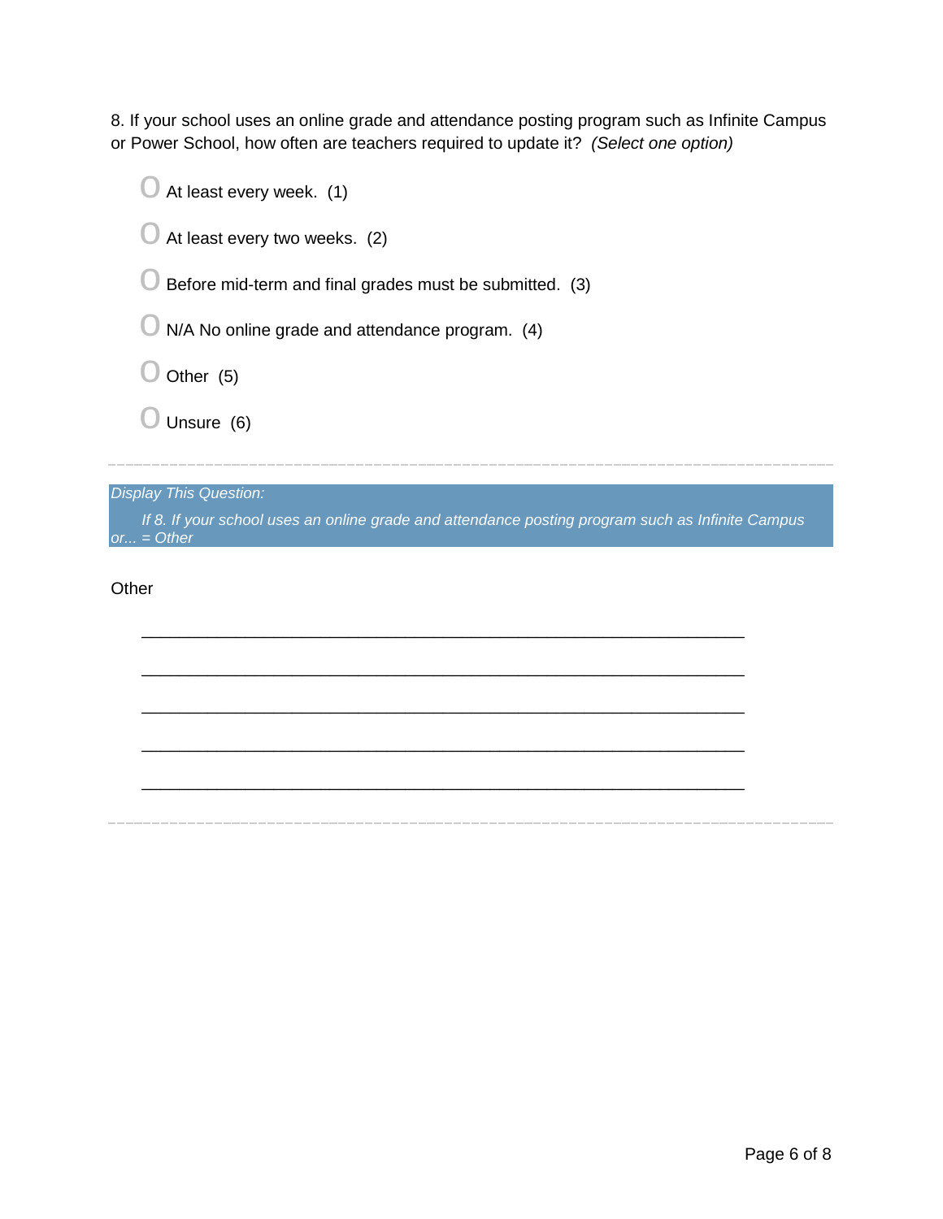8. If your school uses an online grade and attendance posting program such as Infinite Campus or Power School, how often are teachers required to update it? *(Select one option)*

- O At least every week. (1)
- O At least every two weeks. (2)
- O Before mid-term and final grades must be submitted. (3)
- O N/A No online grade and attendance program. (4)
- O Other (5)
- O Unsure (6)

---

*Display This Question:*

*If 8. If your school uses an online grade and attendance posting program such as Infinite Campus or... = Other*

Other

________________________________________________________________

________________________________________________________________

________________________________________________________________

________________________________________________________________

________________________________________________________________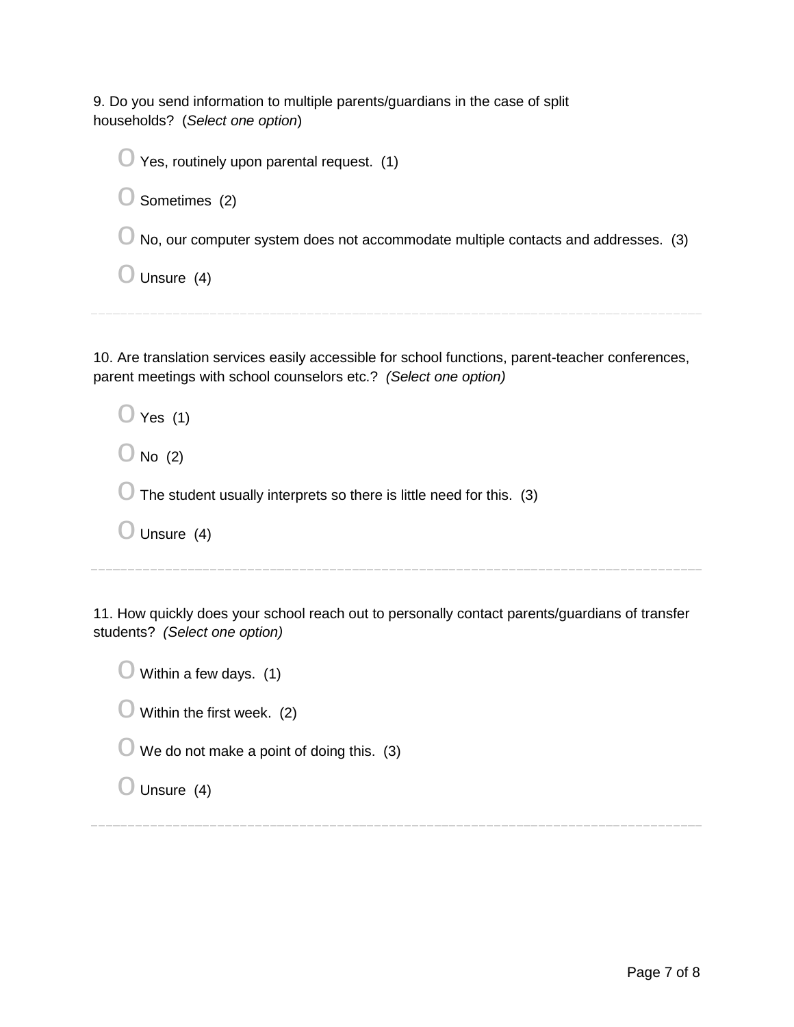9. Do you send information to multiple parents/guardians in the case of split households? (*Select one option*)

- Yes, routinely upon parental request. (1)
- Sometimes (2)
- No, our computer system does not accommodate multiple contacts and addresses. (3)
- Unsure (4)

---

10. Are translation services easily accessible for school functions, parent-teacher conferences, parent meetings with school counselors etc.? *(Select one option)*

- Yes (1)
- No (2)
- The student usually interprets so there is little need for this. (3)
- Unsure (4)

---

11. How quickly does your school reach out to personally contact parents/guardians of transfer students? *(Select one option)*

- Within a few days. (1)
- Within the first week. (2)
- We do not make a point of doing this. (3)
- Unsure (4)

---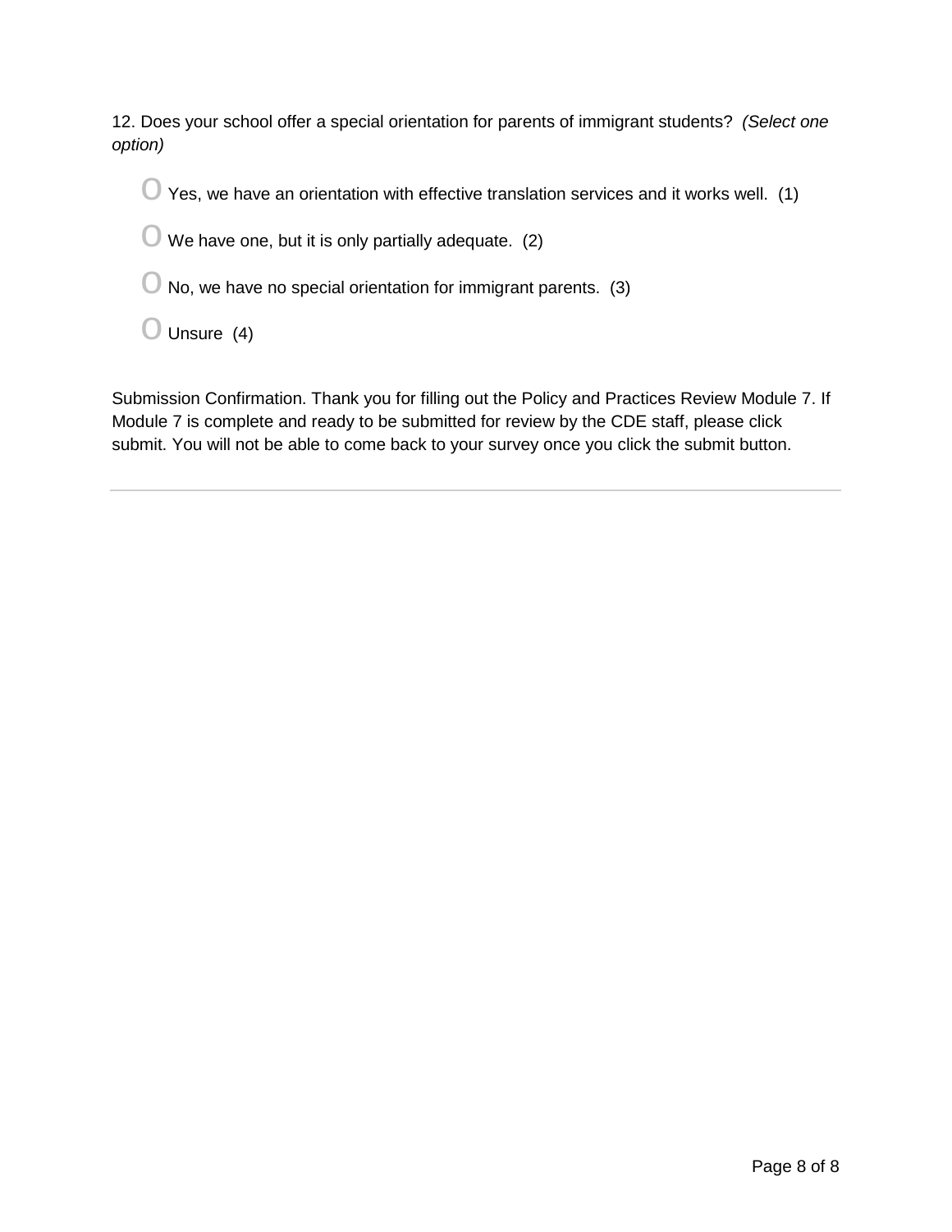12. Does your school offer a special orientation for parents of immigrant students? *(Select one option)*

- O Yes, we have an orientation with effective translation services and it works well. (1)
- O We have one, but it is only partially adequate. (2)
- O No, we have no special orientation for immigrant parents. (3)
- O Unsure (4)

Submission Confirmation. Thank you for filling out the Policy and Practices Review Module 7. If Module 7 is complete and ready to be submitted for review by the CDE staff, please click submit. You will not be able to come back to your survey once you click the submit button.

---